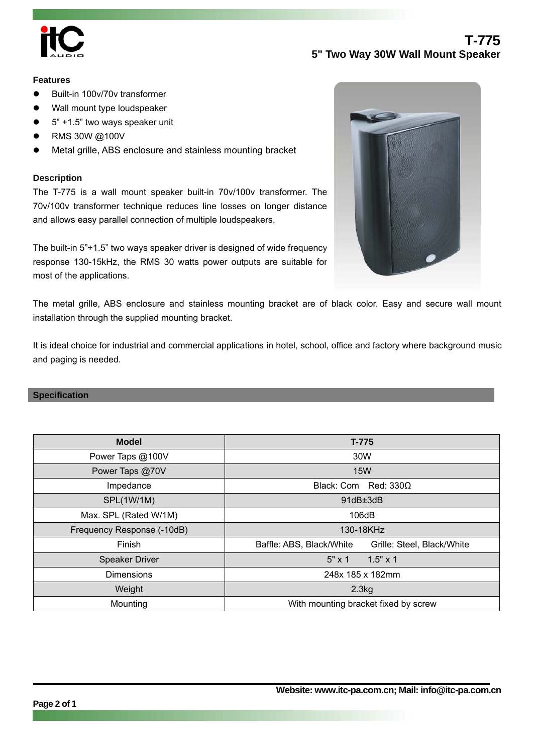# T-775

## 5" Two Way 30W Wall Mount Speaker

### Features

- Built-in 100v/70v transformer
- Wall mount type loudspeaker
- 5" +1.5" two ways speaker unit
- RMS 30W @100V
- Metal grille, ABS enclosure and stainless mounting bracket

### Description

The T-775 is a wall mount speaker built-in 70v/100v transformer. The 70v/100v transformer technique reduces line losses on longer distance and allows easy parallel connection of multiple loudspeakers.

The built-in 5"+1.5" two ways speaker driver is designed of wide frequency response 130-15kHz, the RMS 30 watts power outputs are suitable for most of the applications.

The metal grille, ABS enclosure and stainless mounting bracket are of black color. Easy and secure wall mount installation through the supplied mounting bracket.

It is ideal choice for industrial and commercial applications in hotel, school, office and factory where background music and paging is needed.

### Specification

| Model | T-775 |
|---|---|
| Power Taps @100V | 30W |
| Power Taps @70V | 15W |
| Impedance | Black: Com    Red: 330Ω |
| SPL(1W/1M) | 91dB±3dB |
| Max. SPL (Rated W/1M) | 106dB |
| Frequency Response (-10dB) | 130-18KHz |
| Finish | Baffle: ABS, Black/White    Grille: Steel, Black/White |
| Speaker Driver | 5" x 1    1.5" x 1 |
| Dimensions | 248x 185 x 182mm |
| Weight | 2.3kg |
| Mounting | With mounting bracket fixed by screw |

Website: www.itc-pa.com.cn; Mail: info@itc-pa.com.cn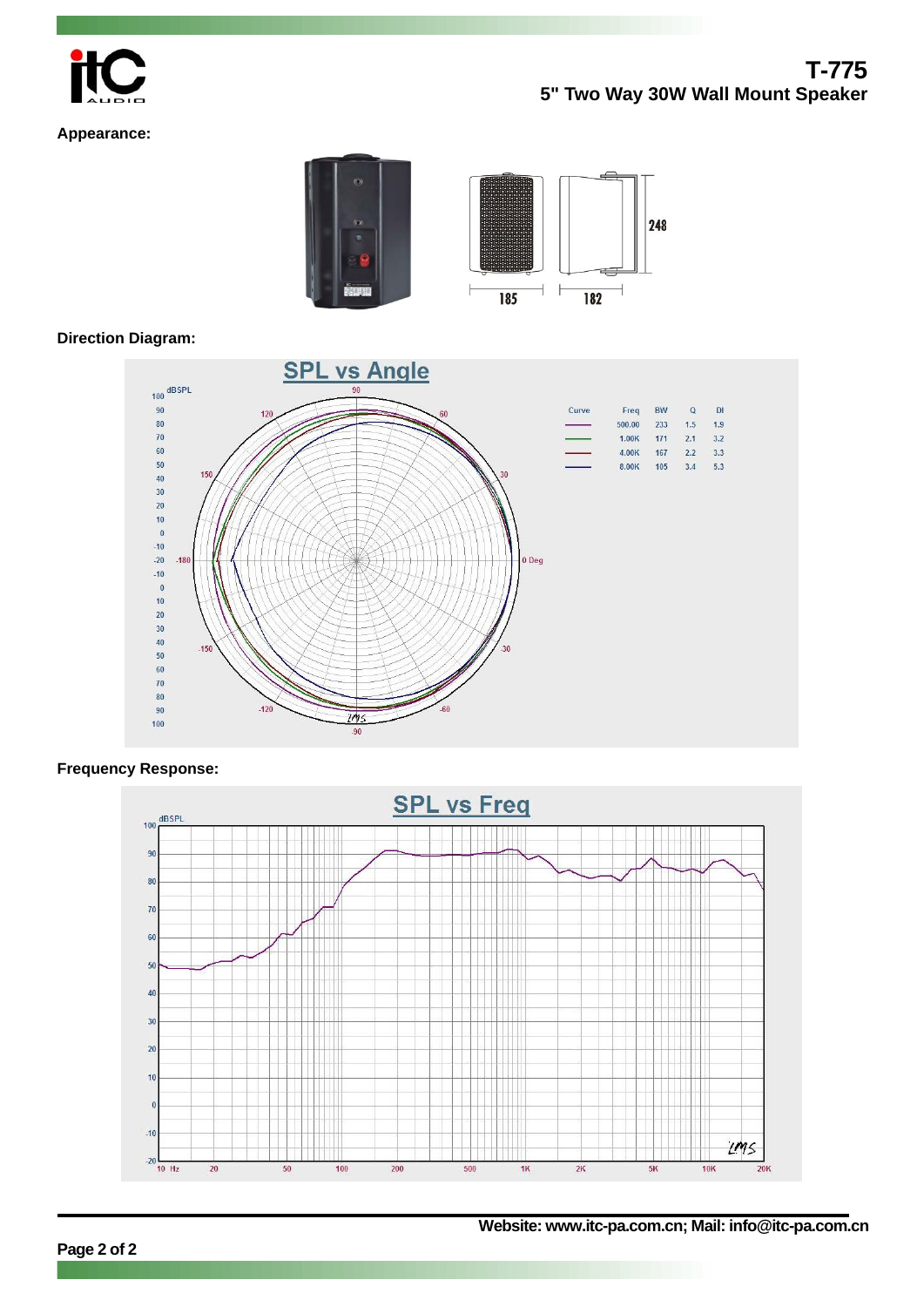# T-775

## 5" Two Way 30W Wall Mount Speaker

**Appearance:**

248

185

182

**Direction Diagram:**

SPL vs Angle

dBSPL

100
90
80
70
60
50
40
30
20
10
0
-10
-20
-10
0
10
20
30
40
50
60
70
80
90
100

90
120
60
150
30
-180
0 Deg
-150
-30
-120
-60
-90

Curve | Freq | BW | Q | DI

500.00 | 233 | 1.5 | 1.9

1.00K | 171 | 2.1 | 3.2

4.00K | 167 | 2.2 | 3.3

8.00K | 105 | 3.4 | 5.3

LMS

**Frequency Response:**

SPL vs Freq

dBSPL

100
90
80
70
60
50
40
30
20
10
0
-10
-20

10 Hz
20
50
100
200
500
1K
2K
5K
10K
20K

LMS

**Website: www.itc-pa.com.cn; Mail: info@itc-pa.com.cn**